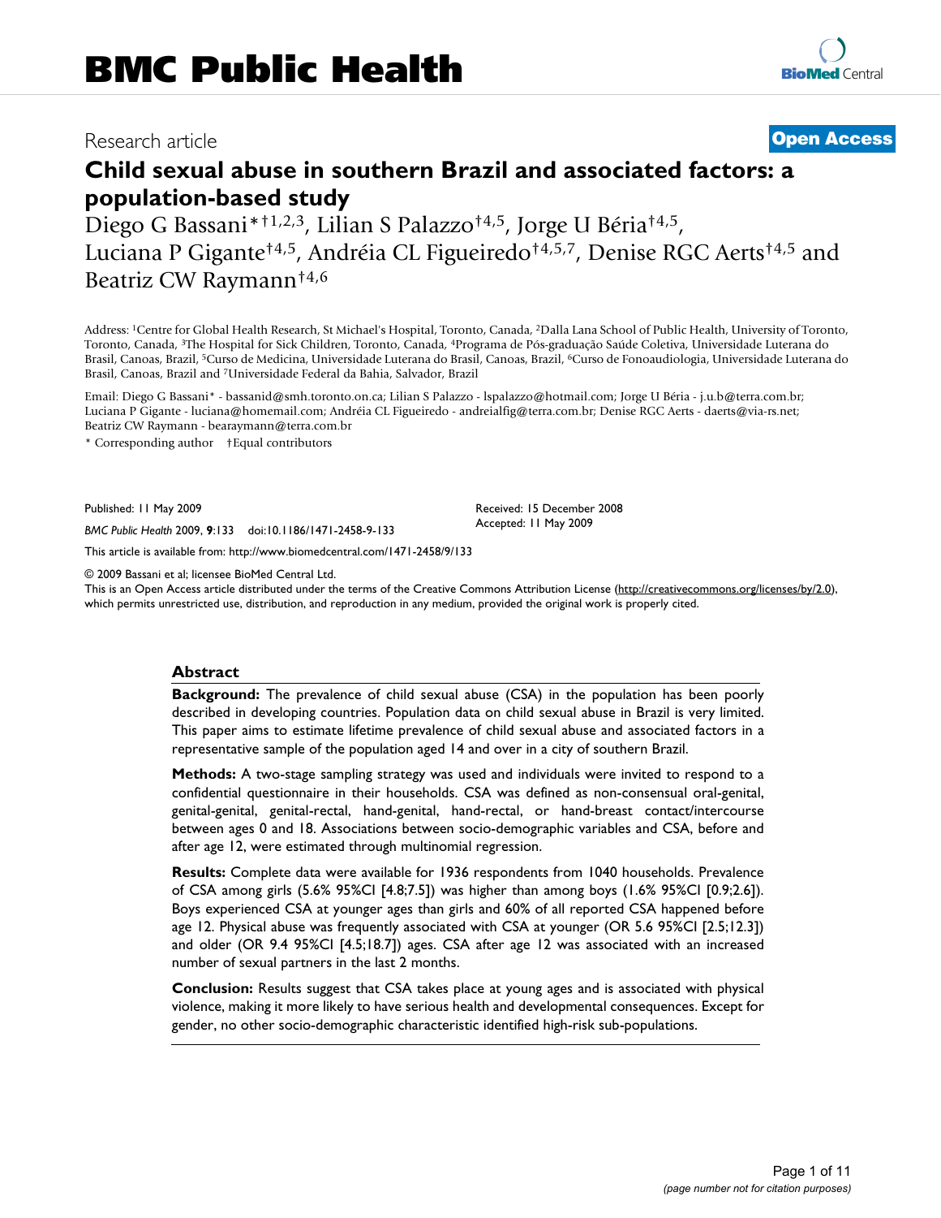Research article

**Open Access**

# Child sexual abuse in southern Brazil and associated factors: a population-based study

Diego G Bassani*†[1,2,3], Lilian S Palazzo†[4,5], Jorge U Béria†[4,5], Luciana P Gigante†[4,5], Andréia CL Figueiredo†[4,5,7], Denise RGC Aerts†[4,5] and Beatriz CW Raymann†[4,6]

Address: [1]Centre for Global Health Research, St Michael's Hospital, Toronto, Canada, [2]Dalla Lana School of Public Health, University of Toronto, Toronto, Canada, [3]The Hospital for Sick Children, Toronto, Canada, [4]Programa de Pós-graduação Saúde Coletiva, Universidade Luterana do Brasil, Canoas, Brazil, [5]Curso de Medicina, Universidade Luterana do Brasil, Canoas, Brazil, [6]Curso de Fonoaudiologia, Universidade Luterana do Brasil, Canoas, Brazil and [7]Universidade Federal da Bahia, Salvador, Brazil

Email: Diego G Bassani* - bassanid@smh.toronto.on.ca; Lilian S Palazzo - lspalazzo@hotmail.com; Jorge U Béria - j.u.b@terra.com.br; Luciana P Gigante - luciana@homemail.com; Andréia CL Figueiredo - andreialfig@terra.com.br; Denise RGC Aerts - daerts@via-rs.net; Beatriz CW Raymann - bearaymann@terra.com.br

* Corresponding author †Equal contributors

Published: 11 May 2009

*BMC Public Health* 2009, **9**:133 doi:10.1186/1471-2458-9-133

Received: 15 December 2008
Accepted: 11 May 2009

This article is available from: http://www.biomedcentral.com/1471-2458/9/133

© 2009 Bassani et al; licensee BioMed Central Ltd.
This is an Open Access article distributed under the terms of the Creative Commons Attribution License (http://creativecommons.org/licenses/by/2.0), which permits unrestricted use, distribution, and reproduction in any medium, provided the original work is properly cited.

## Abstract

**Background:** The prevalence of child sexual abuse (CSA) in the population has been poorly described in developing countries. Population data on child sexual abuse in Brazil is very limited. This paper aims to estimate lifetime prevalence of child sexual abuse and associated factors in a representative sample of the population aged 14 and over in a city of southern Brazil.

**Methods:** A two-stage sampling strategy was used and individuals were invited to respond to a confidential questionnaire in their households. CSA was defined as non-consensual oral-genital, genital-genital, genital-rectal, hand-genital, hand-rectal, or hand-breast contact/intercourse between ages 0 and 18. Associations between socio-demographic variables and CSA, before and after age 12, were estimated through multinomial regression.

**Results:** Complete data were available for 1936 respondents from 1040 households. Prevalence of CSA among girls (5.6% 95%CI [4.8;7.5]) was higher than among boys (1.6% 95%CI [0.9;2.6]). Boys experienced CSA at younger ages than girls and 60% of all reported CSA happened before age 12. Physical abuse was frequently associated with CSA at younger (OR 5.6 95%CI [2.5;12.3]) and older (OR 9.4 95%CI [4.5;18.7]) ages. CSA after age 12 was associated with an increased number of sexual partners in the last 2 months.

**Conclusion:** Results suggest that CSA takes place at young ages and is associated with physical violence, making it more likely to have serious health and developmental consequences. Except for gender, no other socio-demographic characteristic identified high-risk sub-populations.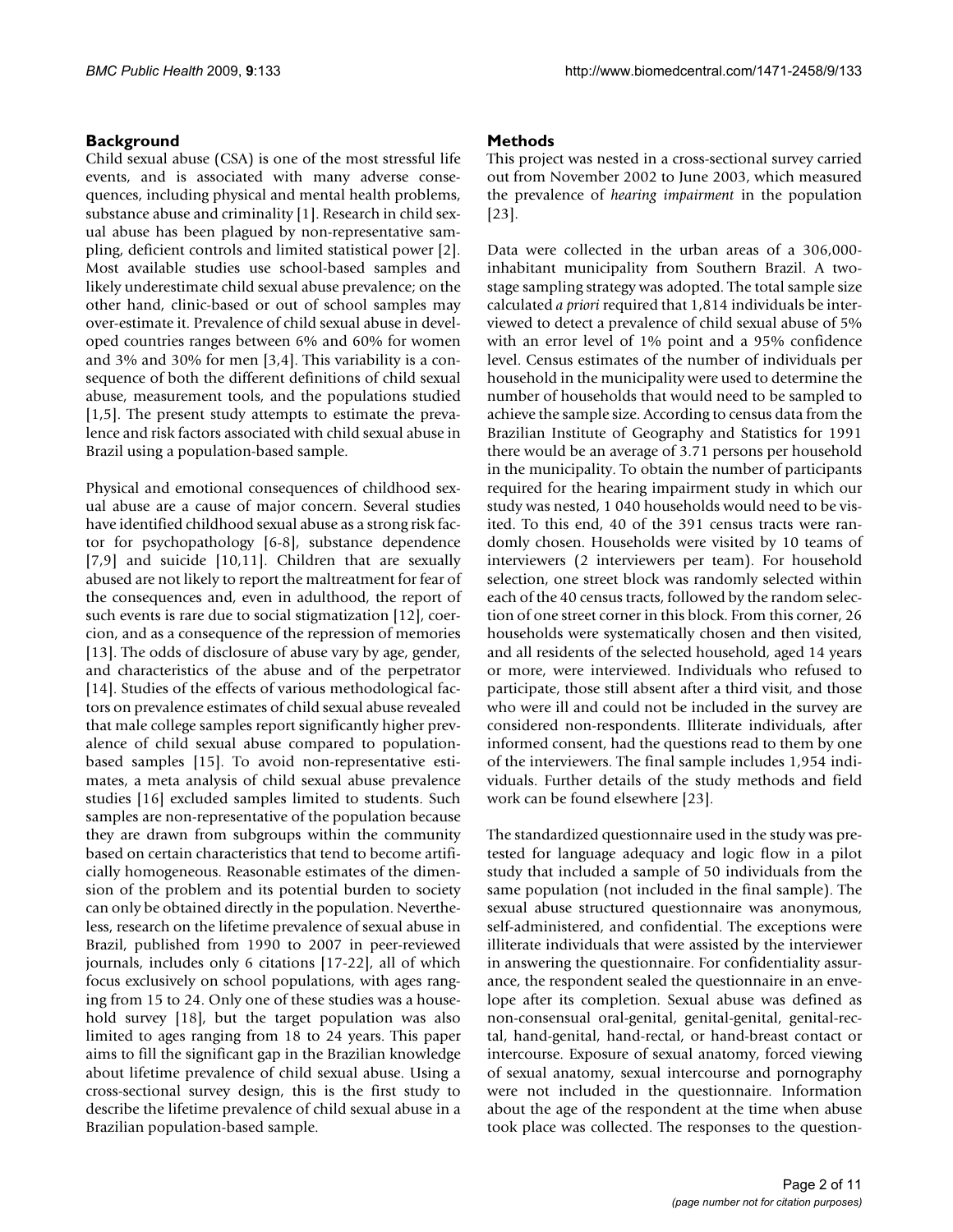## Background

Child sexual abuse (CSA) is one of the most stressful life events, and is associated with many adverse consequences, including physical and mental health problems, substance abuse and criminality [1]. Research in child sexual abuse has been plagued by non-representative sampling, deficient controls and limited statistical power [2]. Most available studies use school-based samples and likely underestimate child sexual abuse prevalence; on the other hand, clinic-based or out of school samples may over-estimate it. Prevalence of child sexual abuse in developed countries ranges between 6% and 60% for women and 3% and 30% for men [3,4]. This variability is a consequence of both the different definitions of child sexual abuse, measurement tools, and the populations studied [1,5]. The present study attempts to estimate the prevalence and risk factors associated with child sexual abuse in Brazil using a population-based sample.

Physical and emotional consequences of childhood sexual abuse are a cause of major concern. Several studies have identified childhood sexual abuse as a strong risk factor for psychopathology [6-8], substance dependence [7,9] and suicide [10,11]. Children that are sexually abused are not likely to report the maltreatment for fear of the consequences and, even in adulthood, the report of such events is rare due to social stigmatization [12], coercion, and as a consequence of the repression of memories [13]. The odds of disclosure of abuse vary by age, gender, and characteristics of the abuse and of the perpetrator [14]. Studies of the effects of various methodological factors on prevalence estimates of child sexual abuse revealed that male college samples report significantly higher prevalence of child sexual abuse compared to population-based samples [15]. To avoid non-representative estimates, a meta analysis of child sexual abuse prevalence studies [16] excluded samples limited to students. Such samples are non-representative of the population because they are drawn from subgroups within the community based on certain characteristics that tend to become artificially homogeneous. Reasonable estimates of the dimension of the problem and its potential burden to society can only be obtained directly in the population. Nevertheless, research on the lifetime prevalence of sexual abuse in Brazil, published from 1990 to 2007 in peer-reviewed journals, includes only 6 citations [17-22], all of which focus exclusively on school populations, with ages ranging from 15 to 24. Only one of these studies was a household survey [18], but the target population was also limited to ages ranging from 18 to 24 years. This paper aims to fill the significant gap in the Brazilian knowledge about lifetime prevalence of child sexual abuse. Using a cross-sectional survey design, this is the first study to describe the lifetime prevalence of child sexual abuse in a Brazilian population-based sample.

## Methods

This project was nested in a cross-sectional survey carried out from November 2002 to June 2003, which measured the prevalence of *hearing impairment* in the population [23].

Data were collected in the urban areas of a 306,000-inhabitant municipality from Southern Brazil. A two-stage sampling strategy was adopted. The total sample size calculated *a priori* required that 1,814 individuals be interviewed to detect a prevalence of child sexual abuse of 5% with an error level of 1% point and a 95% confidence level. Census estimates of the number of individuals per household in the municipality were used to determine the number of households that would need to be sampled to achieve the sample size. According to census data from the Brazilian Institute of Geography and Statistics for 1991 there would be an average of 3.71 persons per household in the municipality. To obtain the number of participants required for the hearing impairment study in which our study was nested, 1 040 households would need to be visited. To this end, 40 of the 391 census tracts were randomly chosen. Households were visited by 10 teams of interviewers (2 interviewers per team). For household selection, one street block was randomly selected within each of the 40 census tracts, followed by the random selection of one street corner in this block. From this corner, 26 households were systematically chosen and then visited, and all residents of the selected household, aged 14 years or more, were interviewed. Individuals who refused to participate, those still absent after a third visit, and those who were ill and could not be included in the survey are considered non-respondents. Illiterate individuals, after informed consent, had the questions read to them by one of the interviewers. The final sample includes 1,954 individuals. Further details of the study methods and field work can be found elsewhere [23].

The standardized questionnaire used in the study was pre-tested for language adequacy and logic flow in a pilot study that included a sample of 50 individuals from the same population (not included in the final sample). The sexual abuse structured questionnaire was anonymous, self-administered, and confidential. The exceptions were illiterate individuals that were assisted by the interviewer in answering the questionnaire. For confidentiality assurance, the respondent sealed the questionnaire in an envelope after its completion. Sexual abuse was defined as non-consensual oral-genital, genital-genital, genital-rectal, hand-genital, hand-rectal, or hand-breast contact or intercourse. Exposure of sexual anatomy, forced viewing of sexual anatomy, sexual intercourse and pornography were not included in the questionnaire. Information about the age of the respondent at the time when abuse took place was collected. The responses to the question-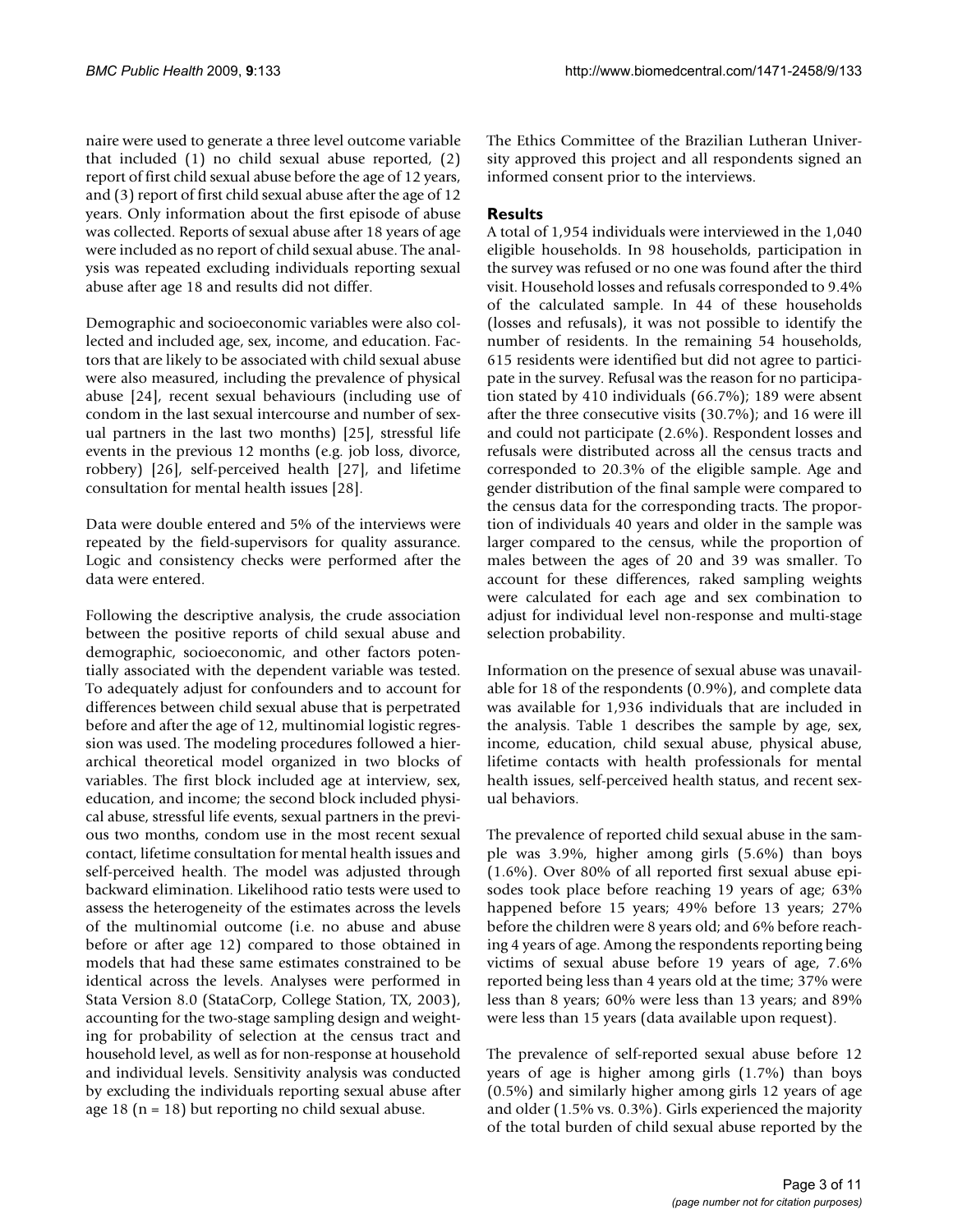naire were used to generate a three level outcome variable that included (1) no child sexual abuse reported, (2) report of first child sexual abuse before the age of 12 years, and (3) report of first child sexual abuse after the age of 12 years. Only information about the first episode of abuse was collected. Reports of sexual abuse after 18 years of age were included as no report of child sexual abuse. The analysis was repeated excluding individuals reporting sexual abuse after age 18 and results did not differ.

Demographic and socioeconomic variables were also collected and included age, sex, income, and education. Factors that are likely to be associated with child sexual abuse were also measured, including the prevalence of physical abuse [24], recent sexual behaviours (including use of condom in the last sexual intercourse and number of sexual partners in the last two months) [25], stressful life events in the previous 12 months (e.g. job loss, divorce, robbery) [26], self-perceived health [27], and lifetime consultation for mental health issues [28].

Data were double entered and 5% of the interviews were repeated by the field-supervisors for quality assurance. Logic and consistency checks were performed after the data were entered.

Following the descriptive analysis, the crude association between the positive reports of child sexual abuse and demographic, socioeconomic, and other factors potentially associated with the dependent variable was tested. To adequately adjust for confounders and to account for differences between child sexual abuse that is perpetrated before and after the age of 12, multinomial logistic regression was used. The modeling procedures followed a hierarchical theoretical model organized in two blocks of variables. The first block included age at interview, sex, education, and income; the second block included physical abuse, stressful life events, sexual partners in the previous two months, condom use in the most recent sexual contact, lifetime consultation for mental health issues and self-perceived health. The model was adjusted through backward elimination. Likelihood ratio tests were used to assess the heterogeneity of the estimates across the levels of the multinomial outcome (i.e. no abuse and abuse before or after age 12) compared to those obtained in models that had these same estimates constrained to be identical across the levels. Analyses were performed in Stata Version 8.0 (StataCorp, College Station, TX, 2003), accounting for the two-stage sampling design and weighting for probability of selection at the census tract and household level, as well as for non-response at household and individual levels. Sensitivity analysis was conducted by excluding the individuals reporting sexual abuse after age 18 (n = 18) but reporting no child sexual abuse.

The Ethics Committee of the Brazilian Lutheran University approved this project and all respondents signed an informed consent prior to the interviews.

## Results

A total of 1,954 individuals were interviewed in the 1,040 eligible households. In 98 households, participation in the survey was refused or no one was found after the third visit. Household losses and refusals corresponded to 9.4% of the calculated sample. In 44 of these households (losses and refusals), it was not possible to identify the number of residents. In the remaining 54 households, 615 residents were identified but did not agree to participate in the survey. Refusal was the reason for no participation stated by 410 individuals (66.7%); 189 were absent after the three consecutive visits (30.7%); and 16 were ill and could not participate (2.6%). Respondent losses and refusals were distributed across all the census tracts and corresponded to 20.3% of the eligible sample. Age and gender distribution of the final sample were compared to the census data for the corresponding tracts. The proportion of individuals 40 years and older in the sample was larger compared to the census, while the proportion of males between the ages of 20 and 39 was smaller. To account for these differences, raked sampling weights were calculated for each age and sex combination to adjust for individual level non-response and multi-stage selection probability.

Information on the presence of sexual abuse was unavailable for 18 of the respondents (0.9%), and complete data was available for 1,936 individuals that are included in the analysis. Table 1 describes the sample by age, sex, income, education, child sexual abuse, physical abuse, lifetime contacts with health professionals for mental health issues, self-perceived health status, and recent sexual behaviors.

The prevalence of reported child sexual abuse in the sample was 3.9%, higher among girls (5.6%) than boys (1.6%). Over 80% of all reported first sexual abuse episodes took place before reaching 19 years of age; 63% happened before 15 years; 49% before 13 years; 27% before the children were 8 years old; and 6% before reaching 4 years of age. Among the respondents reporting being victims of sexual abuse before 19 years of age, 7.6% reported being less than 4 years old at the time; 37% were less than 8 years; 60% were less than 13 years; and 89% were less than 15 years (data available upon request).

The prevalence of self-reported sexual abuse before 12 years of age is higher among girls (1.7%) than boys (0.5%) and similarly higher among girls 12 years of age and older (1.5% vs. 0.3%). Girls experienced the majority of the total burden of child sexual abuse reported by the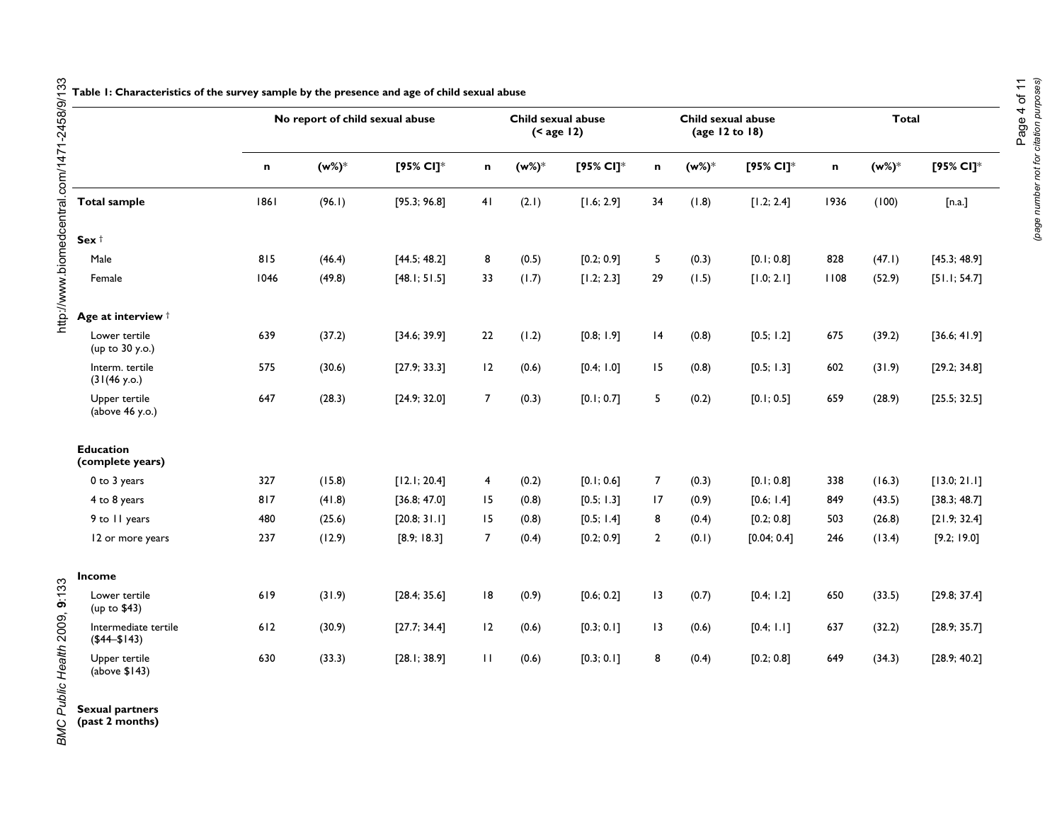**Table 1: Characteristics of the survey sample by the presence and age of child sexual abuse**

| | No report of child sexual abuse | | | Child sexual abuse (< age 12) | | | Child sexual abuse (age 12 to 18) | | | Total | | |
|---|---|---|---|---|---|---|---|---|---|---|---|---|
| | n | (w%)* | [95% CI]* | n | (w%)* | [95% CI]* | n | (w%)* | [95% CI]* | n | (w%)* | [95% CI]* |
| **Total sample** | 1861 | (96.1) | [95.3; 96.8] | 41 | (2.1) | [1.6; 2.9] | 34 | (1.8) | [1.2; 2.4] | 1936 | (100) | [n.a.] |
| **Sex** † | | | | | | | | | | | | |
| Male | 815 | (46.4) | [44.5; 48.2] | 8 | (0.5) | [0.2; 0.9] | 5 | (0.3) | [0.1; 0.8] | 828 | (47.1) | [45.3; 48.9] |
| Female | 1046 | (49.8) | [48.1; 51.5] | 33 | (1.7) | [1.2; 2.3] | 29 | (1.5) | [1.0; 2.1] | 1108 | (52.9) | [51.1; 54.7] |
| **Age at interview** † | | | | | | | | | | | | |
| Lower tertile (up to 30 y.o.) | 639 | (37.2) | [34.6; 39.9] | 22 | (1.2) | [0.8; 1.9] | 14 | (0.8) | [0.5; 1.2] | 675 | (39.2) | [36.6; 41.9] |
| Interm. tertile (31(46 y.o.) | 575 | (30.6) | [27.9; 33.3] | 12 | (0.6) | [0.4; 1.0] | 15 | (0.8) | [0.5; 1.3] | 602 | (31.9) | [29.2; 34.8] |
| Upper tertile (above 46 y.o.) | 647 | (28.3) | [24.9; 32.0] | 7 | (0.3) | [0.1; 0.7] | 5 | (0.2) | [0.1; 0.5] | 659 | (28.9) | [25.5; 32.5] |
| **Education (complete years)** | | | | | | | | | | | | |
| 0 to 3 years | 327 | (15.8) | [12.1; 20.4] | 4 | (0.2) | [0.1; 0.6] | 7 | (0.3) | [0.1; 0.8] | 338 | (16.3) | [13.0; 21.1] |
| 4 to 8 years | 817 | (41.8) | [36.8; 47.0] | 15 | (0.8) | [0.5; 1.3] | 17 | (0.9) | [0.6; 1.4] | 849 | (43.5) | [38.3; 48.7] |
| 9 to 11 years | 480 | (25.6) | [20.8; 31.1] | 15 | (0.8) | [0.5; 1.4] | 8 | (0.4) | [0.2; 0.8] | 503 | (26.8) | [21.9; 32.4] |
| 12 or more years | 237 | (12.9) | [8.9; 18.3] | 7 | (0.4) | [0.2; 0.9] | 2 | (0.1) | [0.04; 0.4] | 246 | (13.4) | [9.2; 19.0] |
| **Income** | | | | | | | | | | | | |
| Lower tertile (up to $43) | 619 | (31.9) | [28.4; 35.6] | 18 | (0.9) | [0.6; 0.2] | 13 | (0.7) | [0.4; 1.2] | 650 | (33.5) | [29.8; 37.4] |
| Intermediate tertile ($44–$143) | 612 | (30.9) | [27.7; 34.4] | 12 | (0.6) | [0.3; 0.1] | 13 | (0.6) | [0.4; 1.1] | 637 | (32.2) | [28.9; 35.7] |
| Upper tertile (above $143) | 630 | (33.3) | [28.1; 38.9] | 11 | (0.6) | [0.3; 0.1] | 8 | (0.4) | [0.2; 0.8] | 649 | (34.3) | [28.9; 40.2] |
| **Sexual partners (past 2 months)** | | | | | | | | | | | | |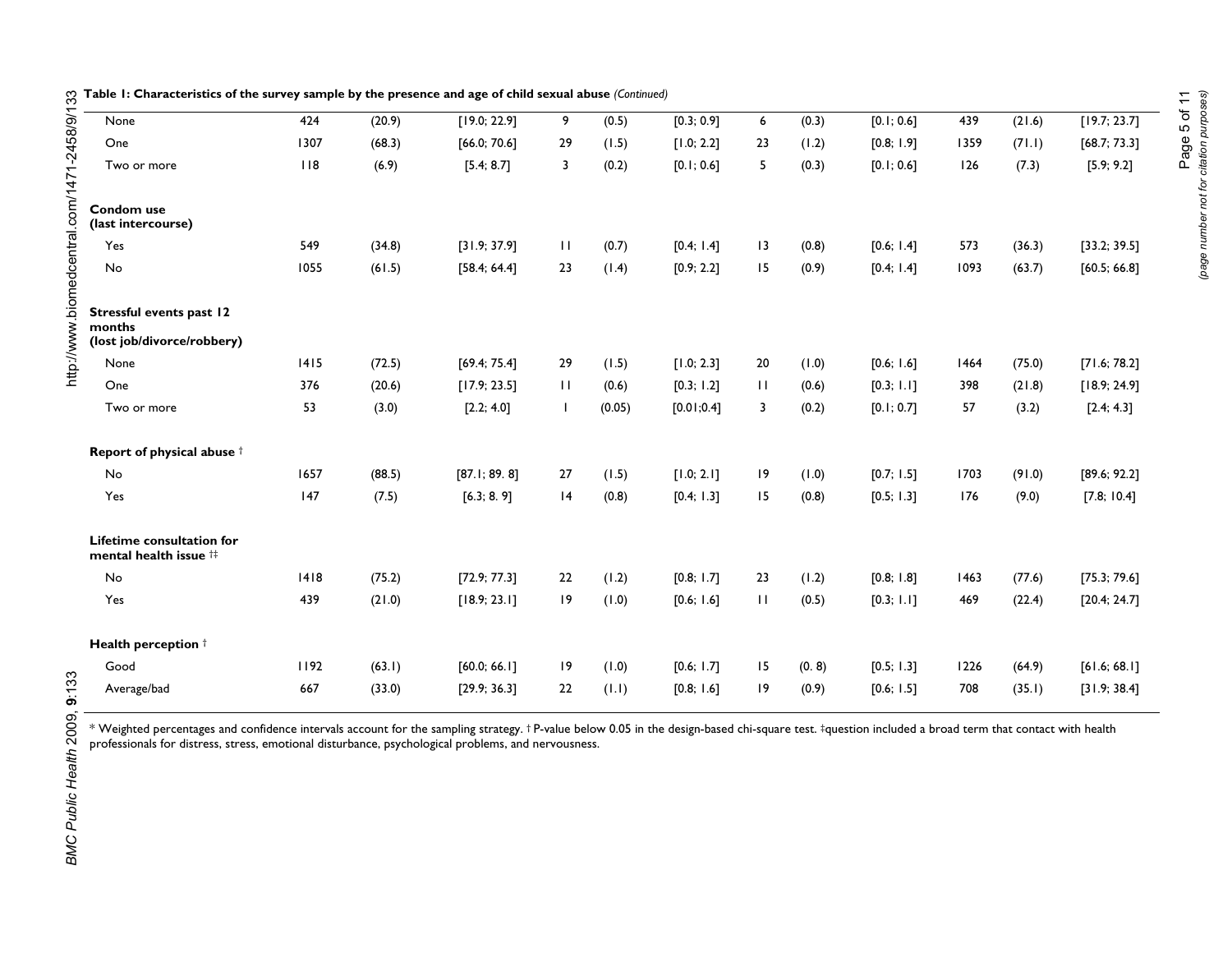**Table 1: Characteristics of the survey sample by the presence and age of child sexual abuse** *(Continued)*

| | | | | | | | | | | | | |
|---|---|---|---|---|---|---|---|---|---|---|---|---|
| None | 424 | (20.9) | [19.0; 22.9] | 9 | (0.5) | [0.3; 0.9] | 6 | (0.3) | [0.1; 0.6] | 439 | (21.6) | [19.7; 23.7] |
| One | 1307 | (68.3) | [66.0; 70.6] | 29 | (1.5) | [1.0; 2.2] | 23 | (1.2) | [0.8; 1.9] | 1359 | (71.1) | [68.7; 73.3] |
| Two or more | 118 | (6.9) | [5.4; 8.7] | 3 | (0.2) | [0.1; 0.6] | 5 | (0.3) | [0.1; 0.6] | 126 | (7.3) | [5.9; 9.2] |
| **Condom use (last intercourse)** | | | | | | | | | | | | |
| Yes | 549 | (34.8) | [31.9; 37.9] | 11 | (0.7) | [0.4; 1.4] | 13 | (0.8) | [0.6; 1.4] | 573 | (36.3) | [33.2; 39.5] |
| No | 1055 | (61.5) | [58.4; 64.4] | 23 | (1.4) | [0.9; 2.2] | 15 | (0.9) | [0.4; 1.4] | 1093 | (63.7) | [60.5; 66.8] |
| **Stressful events past 12 months (lost job/divorce/robbery)** | | | | | | | | | | | | |
| None | 1415 | (72.5) | [69.4; 75.4] | 29 | (1.5) | [1.0; 2.3] | 20 | (1.0) | [0.6; 1.6] | 1464 | (75.0) | [71.6; 78.2] |
| One | 376 | (20.6) | [17.9; 23.5] | 11 | (0.6) | [0.3; 1.2] | 11 | (0.6) | [0.3; 1.1] | 398 | (21.8) | [18.9; 24.9] |
| Two or more | 53 | (3.0) | [2.2; 4.0] | 1 | (0.05) | [0.01;0.4] | 3 | (0.2) | [0.1; 0.7] | 57 | (3.2) | [2.4; 4.3] |
| **Report of physical abuse** † | | | | | | | | | | | | |
| No | 1657 | (88.5) | [87.1; 89. 8] | 27 | (1.5) | [1.0; 2.1] | 19 | (1.0) | [0.7; 1.5] | 1703 | (91.0) | [89.6; 92.2] |
| Yes | 147 | (7.5) | [6.3; 8. 9] | 14 | (0.8) | [0.4; 1.3] | 15 | (0.8) | [0.5; 1.3] | 176 | (9.0) | [7.8; 10.4] |
| **Lifetime consultation for mental health issue** †‡ | | | | | | | | | | | | |
| No | 1418 | (75.2) | [72.9; 77.3] | 22 | (1.2) | [0.8; 1.7] | 23 | (1.2) | [0.8; 1.8] | 1463 | (77.6) | [75.3; 79.6] |
| Yes | 439 | (21.0) | [18.9; 23.1] | 19 | (1.0) | [0.6; 1.6] | 11 | (0.5) | [0.3; 1.1] | 469 | (22.4) | [20.4; 24.7] |
| **Health perception** † | | | | | | | | | | | | |
| Good | 1192 | (63.1) | [60.0; 66.1] | 19 | (1.0) | [0.6; 1.7] | 15 | (0. 8) | [0.5; 1.3] | 1226 | (64.9) | [61.6; 68.1] |
| Average/bad | 667 | (33.0) | [29.9; 36.3] | 22 | (1.1) | [0.8; 1.6] | 19 | (0.9) | [0.6; 1.5] | 708 | (35.1) | [31.9; 38.4] |

* Weighted percentages and confidence intervals account for the sampling strategy. † P-value below 0.05 in the design-based chi-square test. ‡question included a broad term that contact with health professionals for distress, stress, emotional disturbance, psychological problems, and nervousness.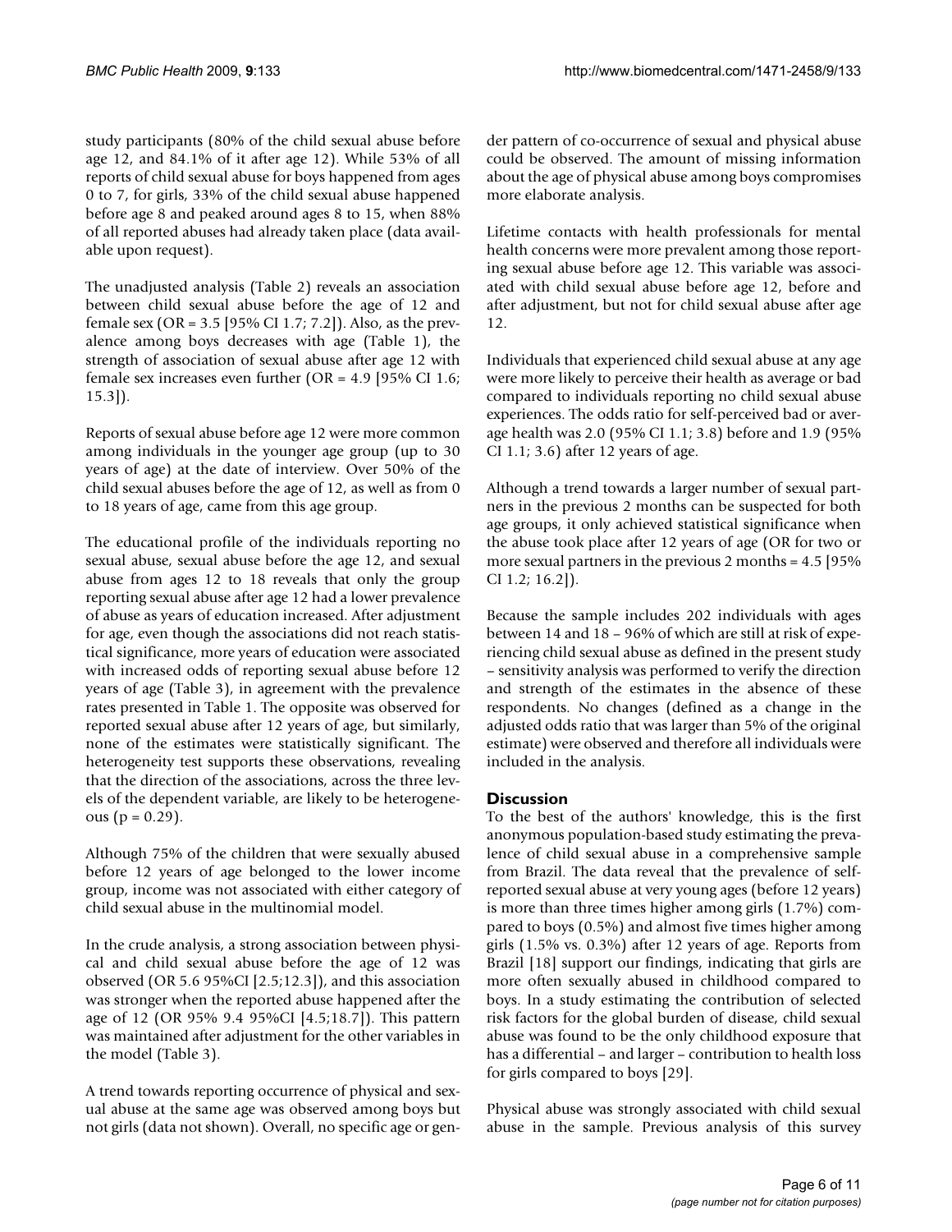study participants (80% of the child sexual abuse before age 12, and 84.1% of it after age 12). While 53% of all reports of child sexual abuse for boys happened from ages 0 to 7, for girls, 33% of the child sexual abuse happened before age 8 and peaked around ages 8 to 15, when 88% of all reported abuses had already taken place (data available upon request).

The unadjusted analysis (Table 2) reveals an association between child sexual abuse before the age of 12 and female sex (OR = 3.5 [95% CI 1.7; 7.2]). Also, as the prevalence among boys decreases with age (Table 1), the strength of association of sexual abuse after age 12 with female sex increases even further (OR = 4.9 [95% CI 1.6; 15.3]).

Reports of sexual abuse before age 12 were more common among individuals in the younger age group (up to 30 years of age) at the date of interview. Over 50% of the child sexual abuses before the age of 12, as well as from 0 to 18 years of age, came from this age group.

The educational profile of the individuals reporting no sexual abuse, sexual abuse before the age 12, and sexual abuse from ages 12 to 18 reveals that only the group reporting sexual abuse after age 12 had a lower prevalence of abuse as years of education increased. After adjustment for age, even though the associations did not reach statistical significance, more years of education were associated with increased odds of reporting sexual abuse before 12 years of age (Table 3), in agreement with the prevalence rates presented in Table 1. The opposite was observed for reported sexual abuse after 12 years of age, but similarly, none of the estimates were statistically significant. The heterogeneity test supports these observations, revealing that the direction of the associations, across the three levels of the dependent variable, are likely to be heterogeneous ($p = 0.29$).

Although 75% of the children that were sexually abused before 12 years of age belonged to the lower income group, income was not associated with either category of child sexual abuse in the multinomial model.

In the crude analysis, a strong association between physical and child sexual abuse before the age of 12 was observed (OR 5.6 95%CI [2.5;12.3]), and this association was stronger when the reported abuse happened after the age of 12 (OR 95% 9.4 95%CI [4.5;18.7]). This pattern was maintained after adjustment for the other variables in the model (Table 3).

A trend towards reporting occurrence of physical and sexual abuse at the same age was observed among boys but not girls (data not shown). Overall, no specific age or gender pattern of co-occurrence of sexual and physical abuse could be observed. The amount of missing information about the age of physical abuse among boys compromises more elaborate analysis.

Lifetime contacts with health professionals for mental health concerns were more prevalent among those reporting sexual abuse before age 12. This variable was associated with child sexual abuse before age 12, before and after adjustment, but not for child sexual abuse after age 12.

Individuals that experienced child sexual abuse at any age were more likely to perceive their health as average or bad compared to individuals reporting no child sexual abuse experiences. The odds ratio for self-perceived bad or average health was 2.0 (95% CI 1.1; 3.8) before and 1.9 (95% CI 1.1; 3.6) after 12 years of age.

Although a trend towards a larger number of sexual partners in the previous 2 months can be suspected for both age groups, it only achieved statistical significance when the abuse took place after 12 years of age (OR for two or more sexual partners in the previous 2 months = 4.5 [95% CI 1.2; 16.2]).

Because the sample includes 202 individuals with ages between 14 and 18 – 96% of which are still at risk of experiencing child sexual abuse as defined in the present study – sensitivity analysis was performed to verify the direction and strength of the estimates in the absence of these respondents. No changes (defined as a change in the adjusted odds ratio that was larger than 5% of the original estimate) were observed and therefore all individuals were included in the analysis.

## Discussion

To the best of the authors' knowledge, this is the first anonymous population-based study estimating the prevalence of child sexual abuse in a comprehensive sample from Brazil. The data reveal that the prevalence of self-reported sexual abuse at very young ages (before 12 years) is more than three times higher among girls (1.7%) compared to boys (0.5%) and almost five times higher among girls (1.5% vs. 0.3%) after 12 years of age. Reports from Brazil [18] support our findings, indicating that girls are more often sexually abused in childhood compared to boys. In a study estimating the contribution of selected risk factors for the global burden of disease, child sexual abuse was found to be the only childhood exposure that has a differential – and larger – contribution to health loss for girls compared to boys [29].

Physical abuse was strongly associated with child sexual abuse in the sample. Previous analysis of this survey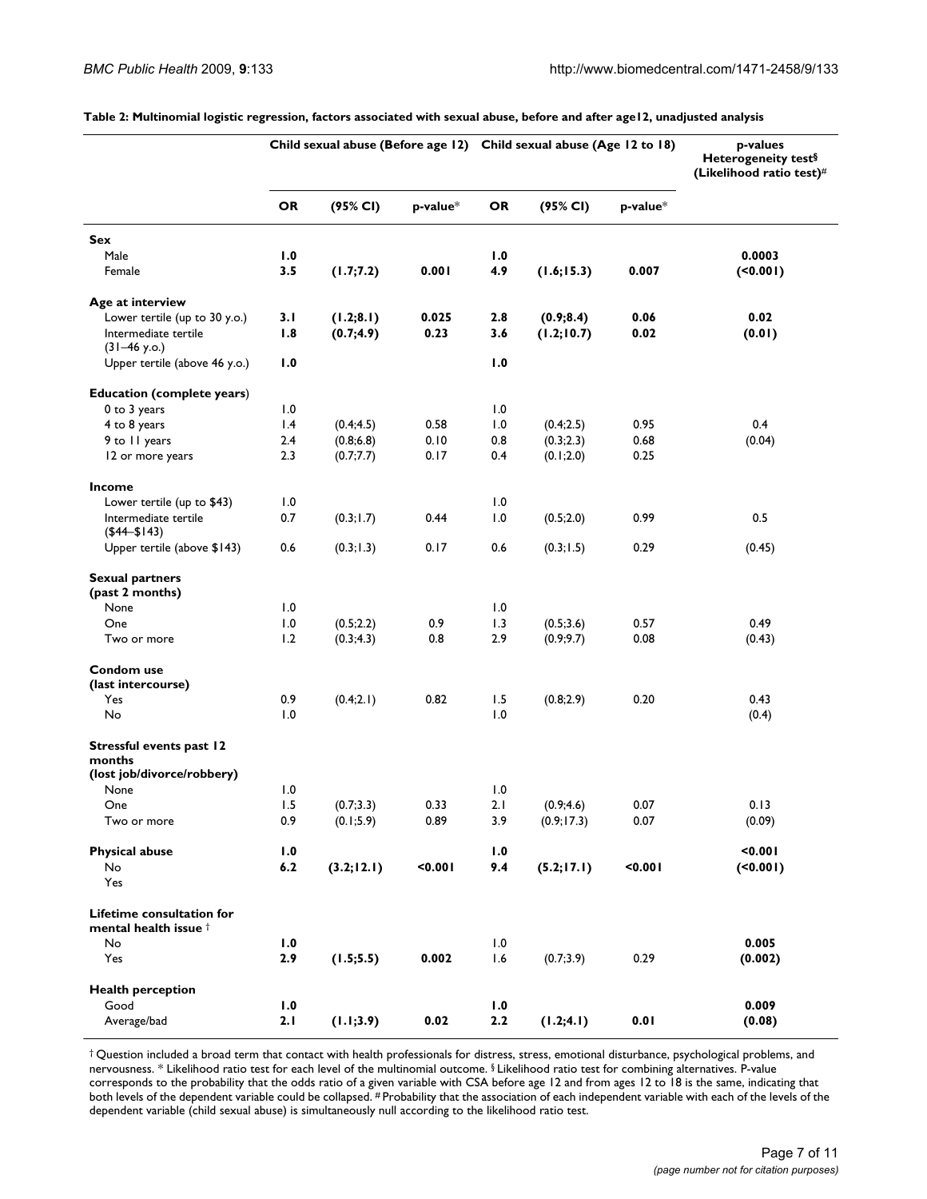**Table 2: Multinomial logistic regression, factors associated with sexual abuse, before and after age12, unadjusted analysis**

| | Child sexual abuse (Before age 12) | | | Child sexual abuse (Age 12 to 18) | | | p-values Heterogeneity test§ (Likelihood ratio test)# |
|---|---|---|---|---|---|---|---|
| | OR | (95% CI) | p-value* | OR | (95% CI) | p-value* | |
| **Sex** | | | | | | | |
| Male | **1.0** | | | **1.0** | | | **0.0003** |
| Female | **3.5** | **(1.7;7.2)** | **0.001** | **4.9** | **(1.6;15.3)** | **0.007** | **(<0.001)** |
| **Age at interview** | | | | | | | |
| Lower tertile (up to 30 y.o.) | **3.1** | **(1.2;8.1)** | **0.025** | **2.8** | **(0.9;8.4)** | **0.06** | **0.02** |
| Intermediate tertile (31–46 y.o.) | **1.8** | **(0.7;4.9)** | **0.23** | **3.6** | **(1.2;10.7)** | **0.02** | **(0.01)** |
| Upper tertile (above 46 y.o.) | **1.0** | | | **1.0** | | | |
| **Education (complete years)** | | | | | | | |
| 0 to 3 years | 1.0 | | | 1.0 | | | |
| 4 to 8 years | 1.4 | (0.4;4.5) | 0.58 | 1.0 | (0.4;2.5) | 0.95 | 0.4 |
| 9 to 11 years | 2.4 | (0.8;6.8) | 0.10 | 0.8 | (0.3;2.3) | 0.68 | (0.04) |
| 12 or more years | 2.3 | (0.7;7.7) | 0.17 | 0.4 | (0.1;2.0) | 0.25 | |
| **Income** | | | | | | | |
| Lower tertile (up to $43) | 1.0 | | | 1.0 | | | |
| Intermediate tertile ($44–$143) | 0.7 | (0.3;1.7) | 0.44 | 1.0 | (0.5;2.0) | 0.99 | 0.5 |
| Upper tertile (above $143) | 0.6 | (0.3;1.3) | 0.17 | 0.6 | (0.3;1.5) | 0.29 | (0.45) |
| **Sexual partners (past 2 months)** | | | | | | | |
| None | 1.0 | | | 1.0 | | | |
| One | 1.0 | (0.5;2.2) | 0.9 | 1.3 | (0.5;3.6) | 0.57 | 0.49 |
| Two or more | 1.2 | (0.3;4.3) | 0.8 | 2.9 | (0.9;9.7) | 0.08 | (0.43) |
| **Condom use (last intercourse)** | | | | | | | |
| Yes | 0.9 | (0.4;2.1) | 0.82 | 1.5 | (0.8;2.9) | 0.20 | 0.43 |
| No | 1.0 | | | 1.0 | | | (0.4) |
| **Stressful events past 12 months (lost job/divorce/robbery)** | | | | | | | |
| None | 1.0 | | | 1.0 | | | |
| One | 1.5 | (0.7;3.3) | 0.33 | 2.1 | (0.9;4.6) | 0.07 | 0.13 |
| Two or more | 0.9 | (0.1;5.9) | 0.89 | 3.9 | (0.9;17.3) | 0.07 | (0.09) |
| **Physical abuse** | **1.0** | | | **1.0** | | | **<0.001** |
| No | **6.2** | **(3.2;12.1)** | **<0.001** | **9.4** | **(5.2;17.1)** | **<0.001** | **(<0.001)** |
| Yes | | | | | | | |
| **Lifetime consultation for mental health issue** † | | | | | | | |
| No | **1.0** | | | 1.0 | | | **0.005** |
| Yes | **2.9** | **(1.5;5.5)** | **0.002** | 1.6 | (0.7;3.9) | 0.29 | **(0.002)** |
| **Health perception** | | | | | | | |
| Good | **1.0** | | | **1.0** | | | **0.009** |
| Average/bad | **2.1** | **(1.1;3.9)** | **0.02** | **2.2** | **(1.2;4.1)** | **0.01** | **(0.08)** |

† Question included a broad term that contact with health professionals for distress, stress, emotional disturbance, psychological problems, and nervousness. * Likelihood ratio test for each level of the multinomial outcome. § Likelihood ratio test for combining alternatives. P-value corresponds to the probability that the odds ratio of a given variable with CSA before age 12 and from ages 12 to 18 is the same, indicating that both levels of the dependent variable could be collapsed. # Probability that the association of each independent variable with each of the levels of the dependent variable (child sexual abuse) is simultaneously null according to the likelihood ratio test.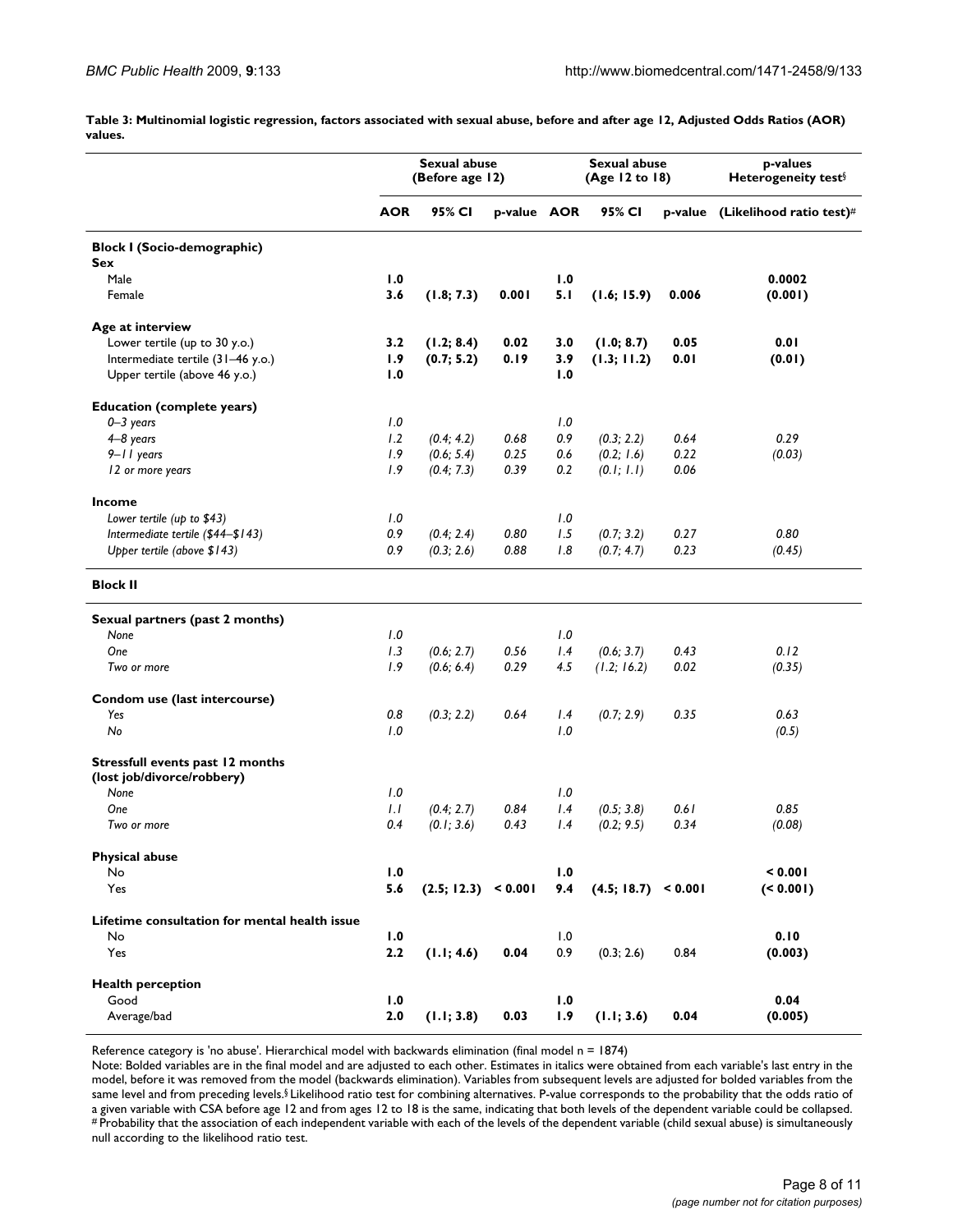**Table 3: Multinomial logistic regression, factors associated with sexual abuse, before and after age 12, Adjusted Odds Ratios (AOR) values.**

| | Sexual abuse (Before age 12) | | | Sexual abuse (Age 12 to 18) | | | p-values Heterogeneity test§ |
|---|---|---|---|---|---|---|---|
| | **AOR** | **95% CI** | **p-value** | **AOR** | **95% CI** | **p-value** | **(Likelihood ratio test)#** |
| **Block I (Socio-demographic)** | | | | | | | |
| **Sex** | | | | | | | |
| Male | **1.0** | | | **1.0** | | | **0.0002** |
| Female | **3.6** | **(1.8; 7.3)** | **0.001** | **5.1** | **(1.6; 15.9)** | **0.006** | **(0.001)** |
| **Age at interview** | | | | | | | |
| Lower tertile (up to 30 y.o.) | **3.2** | **(1.2; 8.4)** | **0.02** | **3.0** | **(1.0; 8.7)** | **0.05** | **0.01** |
| Intermediate tertile (31–46 y.o.) | **1.9** | **(0.7; 5.2)** | **0.19** | **3.9** | **(1.3; 11.2)** | **0.01** | **(0.01)** |
| Upper tertile (above 46 y.o.) | **1.0** | | | **1.0** | | | |
| **Education (complete years)** | | | | | | | |
| *0–3 years* | *1.0* | | | *1.0* | | | |
| *4–8 years* | *1.2* | *(0.4; 4.2)* | *0.68* | *0.9* | *(0.3; 2.2)* | *0.64* | *0.29* |
| *9–11 years* | *1.9* | *(0.6; 5.4)* | *0.25* | *0.6* | *(0.2; 1.6)* | *0.22* | *(0.03)* |
| *12 or more years* | *1.9* | *(0.4; 7.3)* | *0.39* | *0.2* | *(0.1; 1.1)* | *0.06* | |
| **Income** | | | | | | | |
| *Lower tertile (up to $43)* | *1.0* | | | *1.0* | | | |
| *Intermediate tertile ($44–$143)* | *0.9* | *(0.4; 2.4)* | *0.80* | *1.5* | *(0.7; 3.2)* | *0.27* | *0.80* |
| *Upper tertile (above $143)* | *0.9* | *(0.3; 2.6)* | *0.88* | *1.8* | *(0.7; 4.7)* | *0.23* | *(0.45)* |
| **Block II** | | | | | | | |
| **Sexual partners (past 2 months)** | | | | | | | |
| *None* | *1.0* | | | *1.0* | | | |
| *One* | *1.3* | *(0.6; 2.7)* | *0.56* | *1.4* | *(0.6; 3.7)* | *0.43* | *0.12* |
| *Two or more* | *1.9* | *(0.6; 6.4)* | *0.29* | *4.5* | *(1.2; 16.2)* | *0.02* | *(0.35)* |
| **Condom use (last intercourse)** | | | | | | | |
| *Yes* | *0.8* | *(0.3; 2.2)* | *0.64* | *1.4* | *(0.7; 2.9)* | *0.35* | *0.63* |
| *No* | *1.0* | | | *1.0* | | | *(0.5)* |
| **Stressfull events past 12 months (lost job/divorce/robbery)** | | | | | | | |
| *None* | *1.0* | | | *1.0* | | | |
| *One* | *1.1* | *(0.4; 2.7)* | *0.84* | *1.4* | *(0.5; 3.8)* | *0.61* | *0.85* |
| *Two or more* | *0.4* | *(0.1; 3.6)* | *0.43* | *1.4* | *(0.2; 9.5)* | *0.34* | *(0.08)* |
| **Physical abuse** | | | | | | | |
| No | **1.0** | | | **1.0** | | | **< 0.001** |
| Yes | **5.6** | **(2.5; 12.3)** | **< 0.001** | **9.4** | **(4.5; 18.7)** | **< 0.001** | **(< 0.001)** |
| **Lifetime consultation for mental health issue** | | | | | | | |
| No | **1.0** | | | 1.0 | | | **0.10** |
| Yes | **2.2** | **(1.1; 4.6)** | **0.04** | 0.9 | (0.3; 2.6) | 0.84 | **(0.003)** |
| **Health perception** | | | | | | | |
| Good | **1.0** | | | **1.0** | | | **0.04** |
| Average/bad | **2.0** | **(1.1; 3.8)** | **0.03** | **1.9** | **(1.1; 3.6)** | **0.04** | **(0.005)** |

Reference category is 'no abuse'. Hierarchical model with backwards elimination (final model n = 1874)

Note: Bolded variables are in the final model and are adjusted to each other. Estimates in italics were obtained from each variable's last entry in the model, before it was removed from the model (backwards elimination). Variables from subsequent levels are adjusted for bolded variables from the same level and from preceding levels.§ Likelihood ratio test for combining alternatives. P-value corresponds to the probability that the odds ratio of a given variable with CSA before age 12 and from ages 12 to 18 is the same, indicating that both levels of the dependent variable could be collapsed. # Probability that the association of each independent variable with each of the levels of the dependent variable (child sexual abuse) is simultaneously null according to the likelihood ratio test.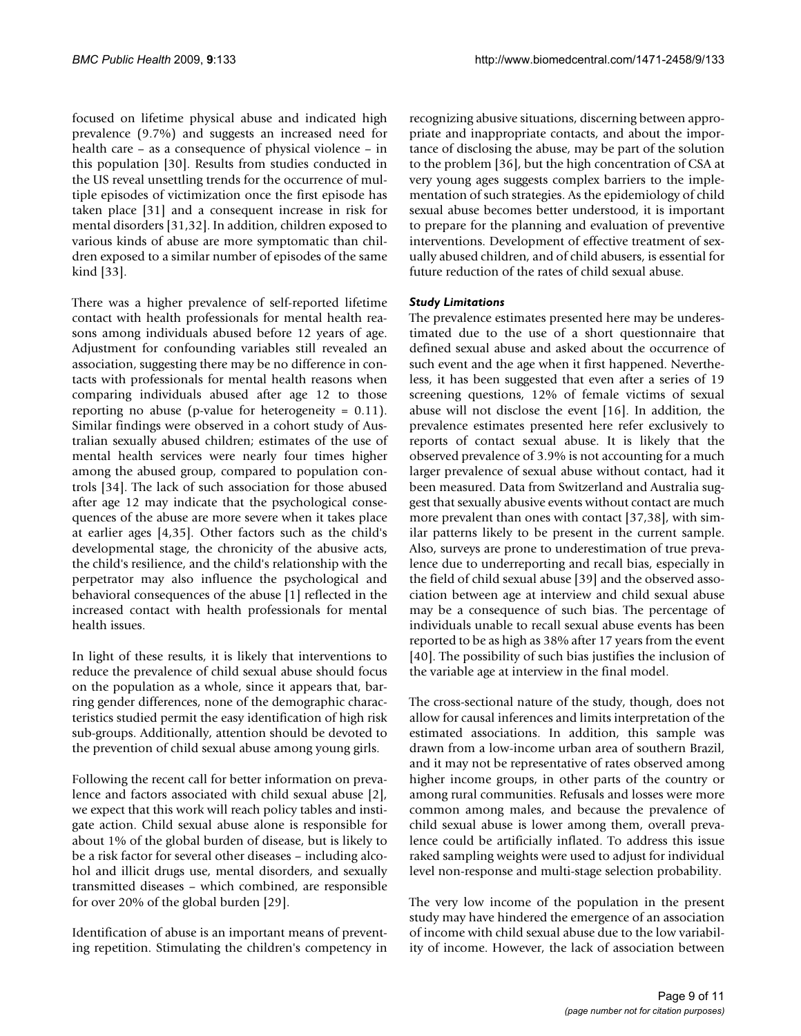focused on lifetime physical abuse and indicated high prevalence (9.7%) and suggests an increased need for health care – as a consequence of physical violence – in this population [30]. Results from studies conducted in the US reveal unsettling trends for the occurrence of multiple episodes of victimization once the first episode has taken place [31] and a consequent increase in risk for mental disorders [31,32]. In addition, children exposed to various kinds of abuse are more symptomatic than children exposed to a similar number of episodes of the same kind [33].

There was a higher prevalence of self-reported lifetime contact with health professionals for mental health reasons among individuals abused before 12 years of age. Adjustment for confounding variables still revealed an association, suggesting there may be no difference in contacts with professionals for mental health reasons when comparing individuals abused after age 12 to those reporting no abuse (p-value for heterogeneity = 0.11). Similar findings were observed in a cohort study of Australian sexually abused children; estimates of the use of mental health services were nearly four times higher among the abused group, compared to population controls [34]. The lack of such association for those abused after age 12 may indicate that the psychological consequences of the abuse are more severe when it takes place at earlier ages [4,35]. Other factors such as the child's developmental stage, the chronicity of the abusive acts, the child's resilience, and the child's relationship with the perpetrator may also influence the psychological and behavioral consequences of the abuse [1] reflected in the increased contact with health professionals for mental health issues.

In light of these results, it is likely that interventions to reduce the prevalence of child sexual abuse should focus on the population as a whole, since it appears that, barring gender differences, none of the demographic characteristics studied permit the easy identification of high risk sub-groups. Additionally, attention should be devoted to the prevention of child sexual abuse among young girls.

Following the recent call for better information on prevalence and factors associated with child sexual abuse [2], we expect that this work will reach policy tables and instigate action. Child sexual abuse alone is responsible for about 1% of the global burden of disease, but is likely to be a risk factor for several other diseases – including alcohol and illicit drugs use, mental disorders, and sexually transmitted diseases – which combined, are responsible for over 20% of the global burden [29].

Identification of abuse is an important means of preventing repetition. Stimulating the children's competency in recognizing abusive situations, discerning between appropriate and inappropriate contacts, and about the importance of disclosing the abuse, may be part of the solution to the problem [36], but the high concentration of CSA at very young ages suggests complex barriers to the implementation of such strategies. As the epidemiology of child sexual abuse becomes better understood, it is important to prepare for the planning and evaluation of preventive interventions. Development of effective treatment of sexually abused children, and of child abusers, is essential for future reduction of the rates of child sexual abuse.

### *Study Limitations*

The prevalence estimates presented here may be underestimated due to the use of a short questionnaire that defined sexual abuse and asked about the occurrence of such event and the age when it first happened. Nevertheless, it has been suggested that even after a series of 19 screening questions, 12% of female victims of sexual abuse will not disclose the event [16]. In addition, the prevalence estimates presented here refer exclusively to reports of contact sexual abuse. It is likely that the observed prevalence of 3.9% is not accounting for a much larger prevalence of sexual abuse without contact, had it been measured. Data from Switzerland and Australia suggest that sexually abusive events without contact are much more prevalent than ones with contact [37,38], with similar patterns likely to be present in the current sample. Also, surveys are prone to underestimation of true prevalence due to underreporting and recall bias, especially in the field of child sexual abuse [39] and the observed association between age at interview and child sexual abuse may be a consequence of such bias. The percentage of individuals unable to recall sexual abuse events has been reported to be as high as 38% after 17 years from the event [40]. The possibility of such bias justifies the inclusion of the variable age at interview in the final model.

The cross-sectional nature of the study, though, does not allow for causal inferences and limits interpretation of the estimated associations. In addition, this sample was drawn from a low-income urban area of southern Brazil, and it may not be representative of rates observed among higher income groups, in other parts of the country or among rural communities. Refusals and losses were more common among males, and because the prevalence of child sexual abuse is lower among them, overall prevalence could be artificially inflated. To address this issue raked sampling weights were used to adjust for individual level non-response and multi-stage selection probability.

The very low income of the population in the present study may have hindered the emergence of an association of income with child sexual abuse due to the low variability of income. However, the lack of association between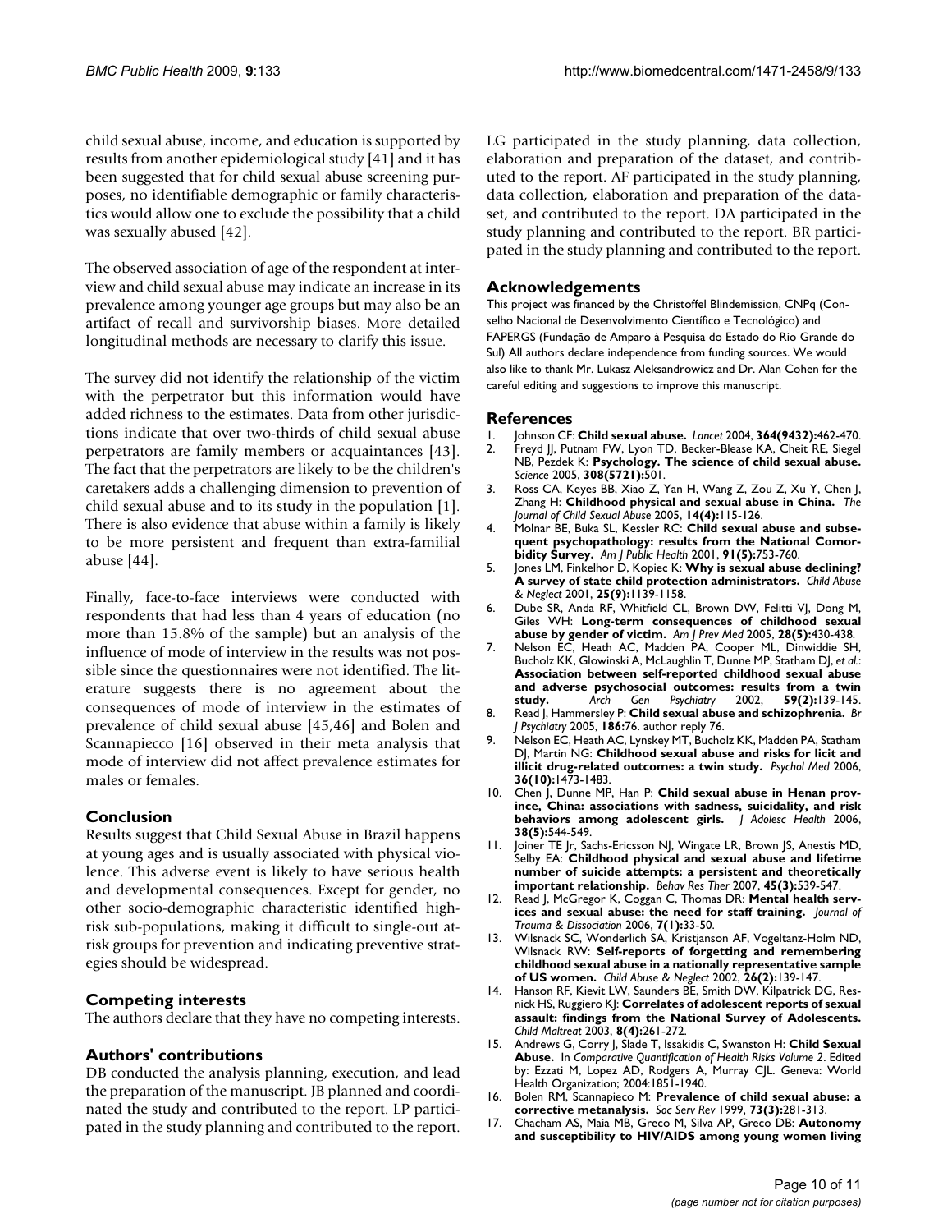child sexual abuse, income, and education is supported by results from another epidemiological study [41] and it has been suggested that for child sexual abuse screening purposes, no identifiable demographic or family characteristics would allow one to exclude the possibility that a child was sexually abused [42].

The observed association of age of the respondent at interview and child sexual abuse may indicate an increase in its prevalence among younger age groups but may also be an artifact of recall and survivorship biases. More detailed longitudinal methods are necessary to clarify this issue.

The survey did not identify the relationship of the victim with the perpetrator but this information would have added richness to the estimates. Data from other jurisdictions indicate that over two-thirds of child sexual abuse perpetrators are family members or acquaintances [43]. The fact that the perpetrators are likely to be the children's caretakers adds a challenging dimension to prevention of child sexual abuse and to its study in the population [1]. There is also evidence that abuse within a family is likely to be more persistent and frequent than extra-familial abuse [44].

Finally, face-to-face interviews were conducted with respondents that had less than 4 years of education (no more than 15.8% of the sample) but an analysis of the influence of mode of interview in the results was not possible since the questionnaires were not identified. The literature suggests there is no agreement about the consequences of mode of interview in the estimates of prevalence of child sexual abuse [45,46] and Bolen and Scannapiecco [16] observed in their meta analysis that mode of interview did not affect prevalence estimates for males or females.

## Conclusion

Results suggest that Child Sexual Abuse in Brazil happens at young ages and is usually associated with physical violence. This adverse event is likely to have serious health and developmental consequences. Except for gender, no other socio-demographic characteristic identified high-risk sub-populations, making it difficult to single-out at-risk groups for prevention and indicating preventive strategies should be widespread.

## Competing interests

The authors declare that they have no competing interests.

## Authors' contributions

DB conducted the analysis planning, execution, and lead the preparation of the manuscript. JB planned and coordinated the study and contributed to the report. LP participated in the study planning and contributed to the report. LG participated in the study planning, data collection, elaboration and preparation of the dataset, and contributed to the report. AF participated in the study planning, data collection, elaboration and preparation of the dataset, and contributed to the report. DA participated in the study planning and contributed to the report. BR participated in the study planning and contributed to the report.

## Acknowledgements

This project was financed by the Christoffel Blindemission, CNPq (Conselho Nacional de Desenvolvimento Científico e Tecnológico) and FAPERGS (Fundação de Amparo à Pesquisa do Estado do Rio Grande do Sul) All authors declare independence from funding sources. We would also like to thank Mr. Lukasz Aleksandrowicz and Dr. Alan Cohen for the careful editing and suggestions to improve this manuscript.

## References

1. Johnson CF: **Child sexual abuse.** *Lancet* 2004, **364(9432):**462-470.
2. Freyd JJ, Putnam FW, Lyon TD, Becker-Blease KA, Cheit RE, Siegel NB, Pezdek K: **Psychology. The science of child sexual abuse.** *Science* 2005, **308(5721):**501.
3. Ross CA, Keyes BB, Xiao Z, Yan H, Wang Z, Zou Z, Xu Y, Chen J, Zhang H: **Childhood physical and sexual abuse in China.** *The Journal of Child Sexual Abuse* 2005, **14(4):**115-126.
4. Molnar BE, Buka SL, Kessler RC: **Child sexual abuse and subsequent psychopathology: results from the National Comorbidity Survey.** *Am J Public Health* 2001, **91(5):**753-760.
5. Jones LM, Finkelhor D, Kopiec K: **Why is sexual abuse declining? A survey of state child protection administrators.** *Child Abuse & Neglect* 2001, **25(9):**1139-1158.
6. Dube SR, Anda RF, Whitfield CL, Brown DW, Felitti VJ, Dong M, Giles WH: **Long-term consequences of childhood sexual abuse by gender of victim.** *Am J Prev Med* 2005, **28(5):**430-438.
7. Nelson EC, Heath AC, Madden PA, Cooper ML, Dinwiddie SH, Bucholz KK, Glowinski A, McLaughlin T, Dunne MP, Statham DJ, *et al.*: **Association between self-reported childhood sexual abuse and adverse psychosocial outcomes: results from a twin study.** *Arch Gen Psychiatry* 2002, **59(2):**139-145.
8. Read J, Hammersley P: **Child sexual abuse and schizophrenia.** *Br J Psychiatry* 2005, **186:**76. author reply 76.
9. Nelson EC, Heath AC, Lynskey MT, Bucholz KK, Madden PA, Statham DJ, Martin NG: **Childhood sexual abuse and risks for licit and illicit drug-related outcomes: a twin study.** *Psychol Med* 2006, **36(10):**1473-1483.
10. Chen J, Dunne MP, Han P: **Child sexual abuse in Henan province, China: associations with sadness, suicidality, and risk behaviors among adolescent girls.** *J Adolesc Health* 2006, **38(5):**544-549.
11. Joiner TE Jr, Sachs-Ericsson NJ, Wingate LR, Brown JS, Anestis MD, Selby EA: **Childhood physical and sexual abuse and lifetime number of suicide attempts: a persistent and theoretically important relationship.** *Behav Res Ther* 2007, **45(3):**539-547.
12. Read J, McGregor K, Coggan C, Thomas DR: **Mental health services and sexual abuse: the need for staff training.** *Journal of Trauma & Dissociation* 2006, **7(1):**33-50.
13. Wilsnack SC, Wonderlich SA, Kristjanson AF, Vogeltanz-Holm ND, Wilsnack RW: **Self-reports of forgetting and remembering childhood sexual abuse in a nationally representative sample of US women.** *Child Abuse & Neglect* 2002, **26(2):**139-147.
14. Hanson RF, Kievit LW, Saunders BE, Smith DW, Kilpatrick DG, Resnick HS, Ruggiero KJ: **Correlates of adolescent reports of sexual assault: findings from the National Survey of Adolescents.** *Child Maltreat* 2003, **8(4):**261-272.
15. Andrews G, Corry J, Slade T, Issakidis C, Swanston H: **Child Sexual Abuse.** In *Comparative Quantification of Health Risks Volume 2*. Edited by: Ezzati M, Lopez AD, Rodgers A, Murray CJL. Geneva: World Health Organization; 2004:1851-1940.
16. Bolen RM, Scannapieco M: **Prevalence of child sexual abuse: a corrective metanalysis.** *Soc Serv Rev* 1999, **73(3):**281-313.
17. Chacham AS, Maia MB, Greco M, Silva AP, Greco DB: **Autonomy and susceptibility to HIV/AIDS among young women living**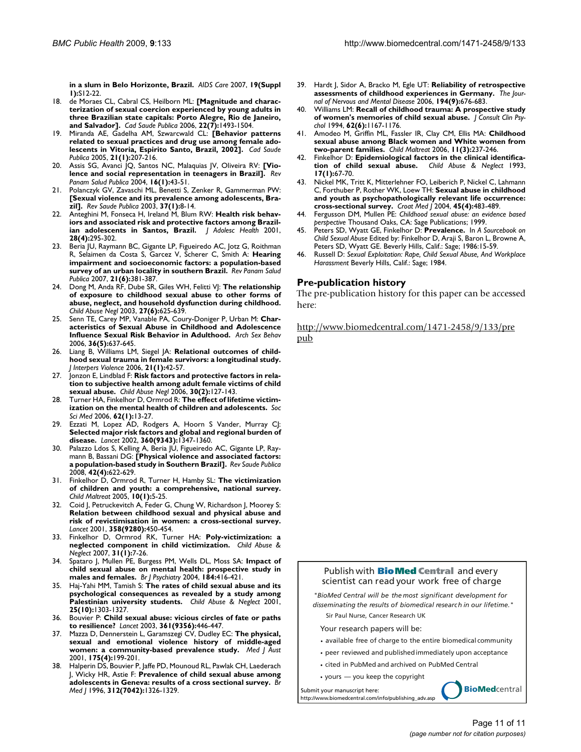in a slum in Belo Horizonte, Brazil. *AIDS Care* 2007, **19(Suppl 1):**S12-22.

18. de Moraes CL, Cabral CS, Heilborn ML: **[Magnitude and characterization of sexual coercion experienced by young adults in three Brazilian state capitals: Porto Alegre, Rio de Janeiro, and Salvador].** *Cad Saude Publica* 2006, **22(7):**1493-1504.
19. Miranda AE, Gadelha AM, Szwarcwald CL: **[Behavior patterns related to sexual practices and drug use among female adolescents in Vitoria, Espirito Santo, Brazil, 2002].** *Cad Saude Publica* 2005, **21(1):**207-216.
20. Assis SG, Avanci JQ, Santos NC, Malaquias JV, Oliveira RV: **[Violence and social representation in teenagers in Brazil].** *Rev Panam Salud Publica* 2004, **16(1):**43-51.
21. Polanczyk GV, Zavaschi ML, Benetti S, Zenker R, Gammerman PW: **[Sexual violence and its prevalence among adolescents, Brazil].** *Rev Saude Publica* 2003, **37(1):**8-14.
22. Anteghini M, Fonseca H, Ireland M, Blum RW: **Health risk behaviors and associated risk and protective factors among Brazilian adolescents in Santos, Brazil.** *J Adolesc Health* 2001, **28(4):**295-302.
23. Beria JU, Raymann BC, Gigante LP, Figueiredo AC, Jotz G, Roithman R, Selaimen da Costa S, Garcez V, Scherer C, Smith A: **Hearing impairment and socioeconomic factors: a population-based survey of an urban locality in southern Brazil.** *Rev Panam Salud Publica* 2007, **21(6):**381-387.
24. Dong M, Anda RF, Dube SR, Giles WH, Felitti VJ: **The relationship of exposure to childhood sexual abuse to other forms of abuse, neglect, and household dysfunction during childhood.** *Child Abuse Negl* 2003, **27(6):**625-639.
25. Senn TE, Carey MP, Vanable PA, Coury-Doniger P, Urban M: **Characteristics of Sexual Abuse in Childhood and Adolescence Influence Sexual Risk Behavior in Adulthood.** *Arch Sex Behav* 2006, **36(5):**637-645.
26. Liang B, Williams LM, Siegel JA: **Relational outcomes of childhood sexual trauma in female survivors: a longitudinal study.** *J Interpers Violence* 2006, **21(1):**42-57.
27. Jonzon E, Lindblad F: **Risk factors and protective factors in relation to subjective health among adult female victims of child sexual abuse.** *Child Abuse Negl* 2006, **30(2):**127-143.
28. Turner HA, Finkelhor D, Ormrod R: **The effect of lifetime victimization on the mental health of children and adolescents.** *Soc Sci Med* 2006, **62(1):**13-27.
29. Ezzati M, Lopez AD, Rodgers A, Hoorn S Vander, Murray CJ: **Selected major risk factors and global and regional burden of disease.** *Lancet* 2002, **360(9343):**1347-1360.
30. Palazzo Ldos S, Kelling A, Beria JU, Figueiredo AC, Gigante LP, Raymann B, Bassani DG: **[Physical violence and associated factors: a population-based study in Southern Brazil].** *Rev Saude Publica* 2008, **42(4):**622-629.
31. Finkelhor D, Ormrod R, Turner H, Hamby SL: **The victimization of children and youth: a comprehensive, national survey.** *Child Maltreat* 2005, **10(1):**5-25.
32. Coid J, Petruckevitch A, Feder G, Chung W, Richardson J, Moorey S: **Relation between childhood sexual and physical abuse and risk of revictimisation in women: a cross-sectional survey.** *Lancet* 2001, **358(9280):**450-454.
33. Finkelhor D, Ormrod RK, Turner HA: **Poly-victimization: a neglected component in child victimization.** *Child Abuse & Neglect* 2007, **31(1):**7-26.
34. Spataro J, Mullen PE, Burgess PM, Wells DL, Moss SA: **Impact of child sexual abuse on mental health: prospective study in males and females.** *Br J Psychiatry* 2004, **184:**416-421.
35. Haj-Yahi MM, Tamish S: **The rates of child sexual abuse and its psychological consequences as revealed by a study among Palestinian university students.** *Child Abuse & Neglect* 2001, **25(10):**1303-1327.
36. Bouvier P: **Child sexual abuse: vicious circles of fate or paths to resilience?** *Lancet* 2003, **361(9356):**446-447.
37. Mazza D, Dennerstein L, Garamszegi CV, Dudley EC: **The physical, sexual and emotional violence history of middle-aged women: a community-based prevalence study.** *Med J Aust* 2001, **175(4):**199-201.
38. Halperin DS, Bouvier P, Jaffe PD, Mounoud RL, Pawlak CH, Laederach J, Wicky HR, Astie F: **Prevalence of child sexual abuse among adolescents in Geneva: results of a cross sectional survey.** *Br Med J* 1996, **312(7042):**1326-1329.
39. Hardt J, Sidor A, Bracko M, Egle UT: **Reliability of retrospective assessments of childhood experiences in Germany.** *The Journal of Nervous and Mental Disease* 2006, **194(9):**676-683.
40. Williams LM: **Recall of childhood trauma: A prospective study of women's memories of child sexual abuse.** *J Consult Clin Psychol* 1994, **62(6):**1167-1176.
41. Amodeo M, Griffin ML, Fassler IR, Clay CM, Ellis MA: **Childhood sexual abuse among Black women and White women from two-parent families.** *Child Maltreat* 2006, **11(3):**237-246.
42. Finkelhor D: **Epidemiological factors in the clinical identification of child sexual abuse.** *Child Abuse & Neglect* 1993, **17(1):**67-70.
43. Nickel MK, Tritt K, Mitterlehner FO, Leiberich P, Nickel C, Lahmann C, Forthuber P, Rother WK, Loew TH: **Sexual abuse in childhood and youth as psychopathologically relevant life occurrence: cross-sectional survey.** *Croat Med J* 2004, **45(4):**483-489.
44. Fergusson DM, Mullen PE: *Childhood sexual abuse: an evidence based perspective* Thousand Oaks, CA: Sage Publications; 1999.
45. Peters SD, Wyatt GE, Finkelhor D: **Prevalence.** In *A Sourcebook on Child Sexual Abuse* Edited by: Finkelhor D, Araji S, Baron L, Browne A, Peters SD, Wyatt GE. Beverly Hills, Calif.: Sage; 1986:15-59.
46. Russell D: *Sexual Exploitation: Rape, Child Sexual Abuse, And Workplace Harassment* Beverly Hills, Calif.: Sage; 1984.

## Pre-publication history

The pre-publication history for this paper can be accessed here:

http://www.biomedcentral.com/1471-2458/9/133/prepub

Publish with **BioMed Central** and every scientist can read your work free of charge

*"BioMed Central will be the most significant development for disseminating the results of biomedical research in our lifetime."*

Sir Paul Nurse, Cancer Research UK

Your research papers will be:

- available free of charge to the entire biomedical community
- peer reviewed and published immediately upon acceptance
- cited in PubMed and archived on PubMed Central
- yours — you keep the copyright

Submit your manuscript here:
http://www.biomedcentral.com/info/publishing_adv.asp

BioMedcentral